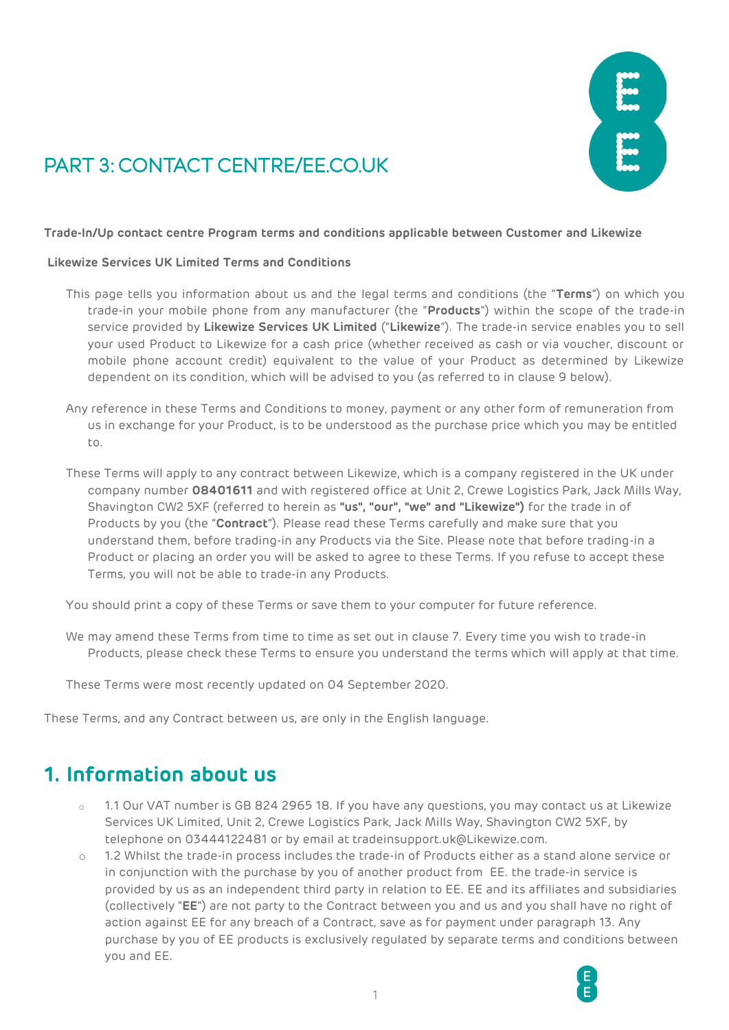# PART 3: CONTACT CENTRE/EE.CO.UK

**Trade-In/Up contact centre Program terms and conditions applicable between Customer and Likewize**

**Likewize Services UK Limited Terms and Conditions**

This page tells you information about us and the legal terms and conditions (the "**Terms**") on which you trade-in your mobile phone from any manufacturer (the "**Products**") within the scope of the trade-in service provided by **Likewize Services UK Limited** ("**Likewize**"). The trade-in service enables you to sell your used Product to Likewize for a cash price (whether received as cash or via voucher, discount or mobile phone account credit) equivalent to the value of your Product as determined by Likewize dependent on its condition, which will be advised to you (as referred to in clause 9 below).

Any reference in these Terms and Conditions to money, payment or any other form of remuneration from us in exchange for your Product, is to be understood as the purchase price which you may be entitled to.

These Terms will apply to any contract between Likewize, which is a company registered in the UK under company number **08401611** and with registered office at Unit 2, Crewe Logistics Park, Jack Mills Way, Shavington CW2 5XF (referred to herein as **"us", "our", "we" and "Likewize")** for the trade in of Products by you (the "**Contract**"). Please read these Terms carefully and make sure that you understand them, before trading-in any Products via the Site. Please note that before trading-in a Product or placing an order you will be asked to agree to these Terms. If you refuse to accept these Terms, you will not be able to trade-in any Products.

You should print a copy of these Terms or save them to your computer for future reference.

We may amend these Terms from time to time as set out in clause 7. Every time you wish to trade-in Products, please check these Terms to ensure you understand the terms which will apply at that time.

These Terms were most recently updated on 04 September 2020.

These Terms, and any Contract between us, are only in the English language.

## 1. Information about us

- 1.1 Our VAT number is GB 824 2965 18. If you have any questions, you may contact us at Likewize Services UK Limited, Unit 2, Crewe Logistics Park, Jack Mills Way, Shavington CW2 5XF, by telephone on 03444122481 or by email at tradeinsupport.uk@Likewize.com.
- 1.2 Whilst the trade-in process includes the trade-in of Products either as a stand alone service or in conjunction with the purchase by you of another product from EE. the trade-in service is provided by us as an independent third party in relation to EE. EE and its affiliates and subsidiaries (collectively "**EE**") are not party to the Contract between you and us and you shall have no right of action against EE for any breach of a Contract, save as for payment under paragraph 13. Any purchase by you of EE products is exclusively regulated by separate terms and conditions between you and EE.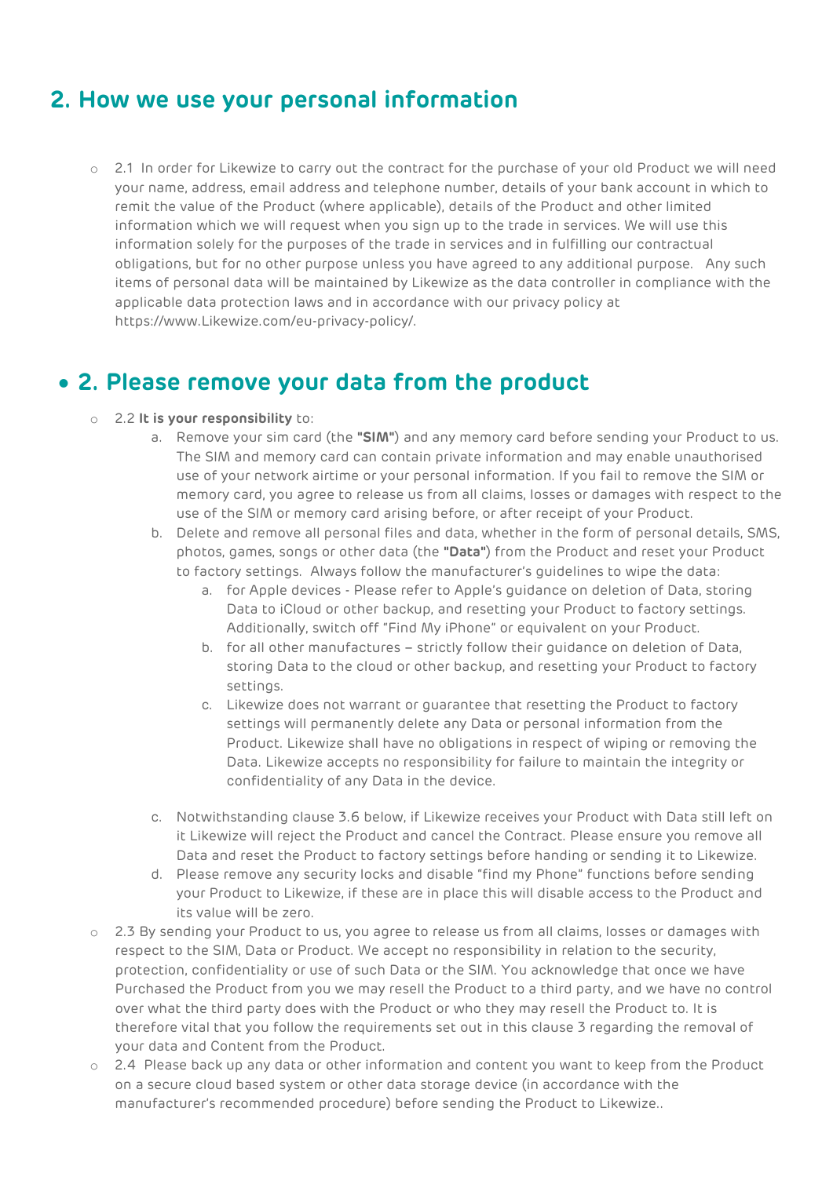## 2. How we use your personal information

- 2.1 In order for Likewize to carry out the contract for the purchase of your old Product we will need your name, address, email address and telephone number, details of your bank account in which to remit the value of the Product (where applicable), details of the Product and other limited information which we will request when you sign up to the trade in services. We will use this information solely for the purposes of the trade in services and in fulfilling our contractual obligations, but for no other purpose unless you have agreed to any additional purpose. Any such items of personal data will be maintained by Likewize as the data controller in compliance with the applicable data protection laws and in accordance with our privacy policy at https://www.Likewize.com/eu-privacy-policy/.

## 2. Please remove your data from the product

- 2.2 **It is your responsibility** to:
    a. Remove your sim card (the **"SIM"**) and any memory card before sending your Product to us. The SIM and memory card can contain private information and may enable unauthorised use of your network airtime or your personal information. If you fail to remove the SIM or memory card, you agree to release us from all claims, losses or damages with respect to the use of the SIM or memory card arising before, or after receipt of your Product.
    b. Delete and remove all personal files and data, whether in the form of personal details, SMS, photos, games, songs or other data (the **"Data"**) from the Product and reset your Product to factory settings. Always follow the manufacturer's guidelines to wipe the data:
        a. for Apple devices - Please refer to Apple's guidance on deletion of Data, storing Data to iCloud or other backup, and resetting your Product to factory settings. Additionally, switch off "Find My iPhone" or equivalent on your Product.
        b. for all other manufactures – strictly follow their guidance on deletion of Data, storing Data to the cloud or other backup, and resetting your Product to factory settings.
        c. Likewize does not warrant or guarantee that resetting the Product to factory settings will permanently delete any Data or personal information from the Product. Likewize shall have no obligations in respect of wiping or removing the Data. Likewize accepts no responsibility for failure to maintain the integrity or confidentiality of any Data in the device.

    c. Notwithstanding clause 3.6 below, if Likewize receives your Product with Data still left on it Likewize will reject the Product and cancel the Contract. Please ensure you remove all Data and reset the Product to factory settings before handing or sending it to Likewize.
    d. Please remove any security locks and disable "find my Phone" functions before sending your Product to Likewize, if these are in place this will disable access to the Product and its value will be zero.
- 2.3 By sending your Product to us, you agree to release us from all claims, losses or damages with respect to the SIM, Data or Product. We accept no responsibility in relation to the security, protection, confidentiality or use of such Data or the SIM. You acknowledge that once we have Purchased the Product from you we may resell the Product to a third party, and we have no control over what the third party does with the Product or who they may resell the Product to. It is therefore vital that you follow the requirements set out in this clause 3 regarding the removal of your data and Content from the Product.
- 2.4 Please back up any data or other information and content you want to keep from the Product on a secure cloud based system or other data storage device (in accordance with the manufacturer's recommended procedure) before sending the Product to Likewize..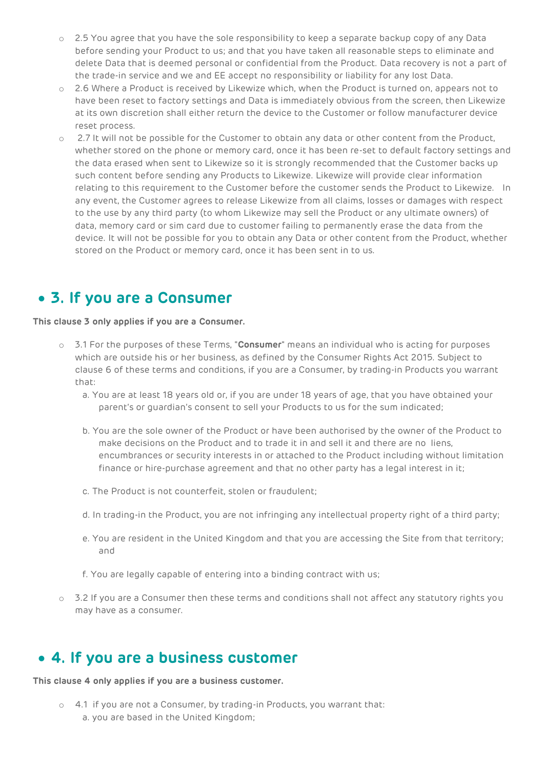- 2.5 You agree that you have the sole responsibility to keep a separate backup copy of any Data before sending your Product to us; and that you have taken all reasonable steps to eliminate and delete Data that is deemed personal or confidential from the Product. Data recovery is not a part of the trade-in service and we and EE accept no responsibility or liability for any lost Data.
- 2.6 Where a Product is received by Likewize which, when the Product is turned on, appears not to have been reset to factory settings and Data is immediately obvious from the screen, then Likewize at its own discretion shall either return the device to the Customer or follow manufacturer device reset process.
- 2.7 It will not be possible for the Customer to obtain any data or other content from the Product, whether stored on the phone or memory card, once it has been re-set to default factory settings and the data erased when sent to Likewize so it is strongly recommended that the Customer backs up such content before sending any Products to Likewize. Likewize will provide clear information relating to this requirement to the Customer before the customer sends the Product to Likewize. In any event, the Customer agrees to release Likewize from all claims, losses or damages with respect to the use by any third party (to whom Likewize may sell the Product or any ultimate owners) of data, memory card or sim card due to customer failing to permanently erase the data from the device. It will not be possible for you to obtain any Data or other content from the Product, whether stored on the Product or memory card, once it has been sent in to us.

## 3. If you are a Consumer

**This clause 3 only applies if you are a Consumer.**

- 3.1 For the purposes of these Terms, "**Consumer**" means an individual who is acting for purposes which are outside his or her business, as defined by the Consumer Rights Act 2015. Subject to clause 6 of these terms and conditions, if you are a Consumer, by trading-in Products you warrant that:
  a. You are at least 18 years old or, if you are under 18 years of age, that you have obtained your parent's or guardian's consent to sell your Products to us for the sum indicated;

  b. You are the sole owner of the Product or have been authorised by the owner of the Product to make decisions on the Product and to trade it in and sell it and there are no liens, encumbrances or security interests in or attached to the Product including without limitation finance or hire-purchase agreement and that no other party has a legal interest in it;

  c. The Product is not counterfeit, stolen or fraudulent;

  d. In trading-in the Product, you are not infringing any intellectual property right of a third party;

  e. You are resident in the United Kingdom and that you are accessing the Site from that territory; and

  f. You are legally capable of entering into a binding contract with us;

- 3.2 If you are a Consumer then these terms and conditions shall not affect any statutory rights you may have as a consumer.

## 4. If you are a business customer

**This clause 4 only applies if you are a business customer.**

- 4.1 if you are not a Consumer, by trading-in Products, you warrant that:
  a. you are based in the United Kingdom;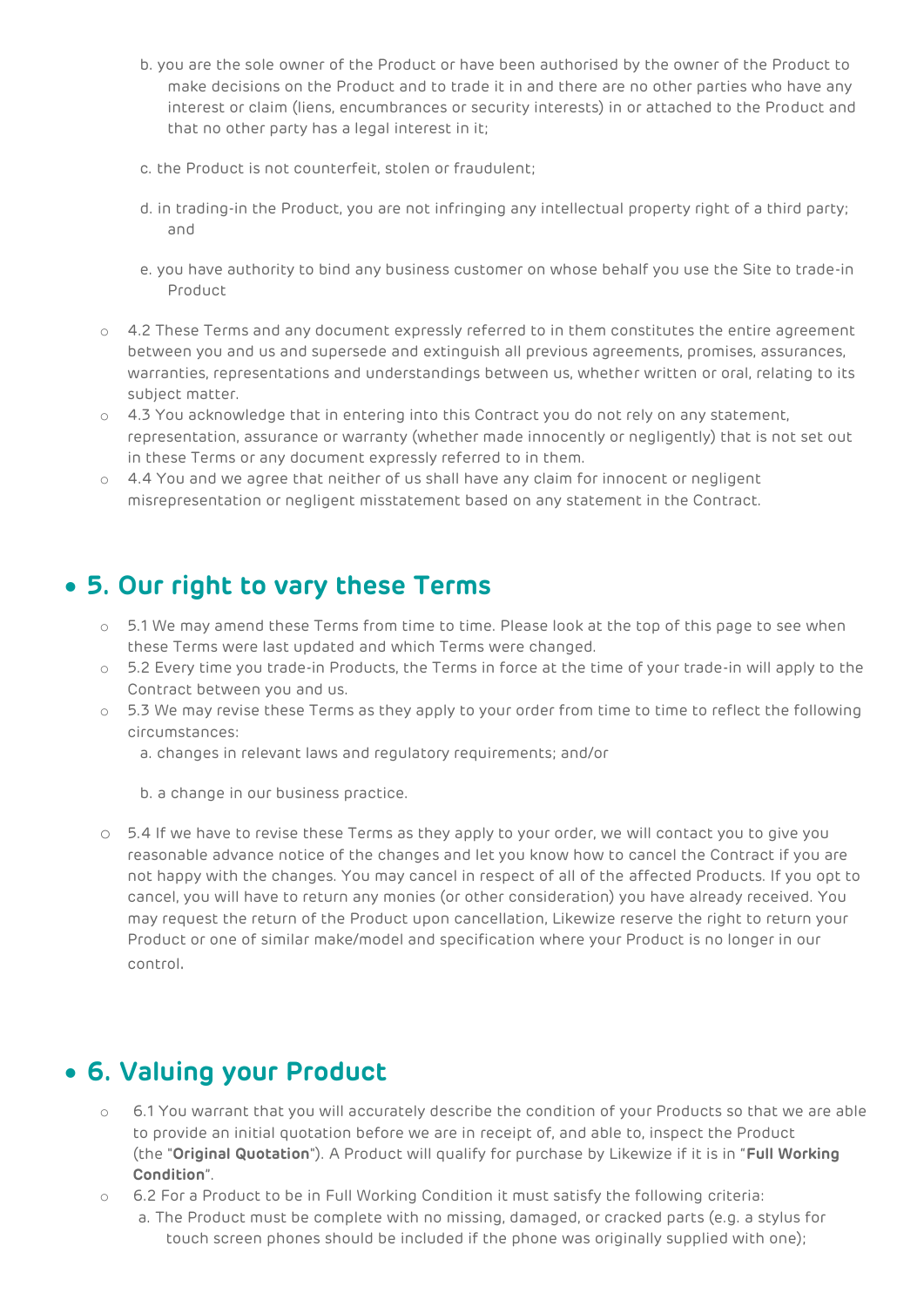b. you are the sole owner of the Product or have been authorised by the owner of the Product to make decisions on the Product and to trade it in and there are no other parties who have any interest or claim (liens, encumbrances or security interests) in or attached to the Product and that no other party has a legal interest in it;

c. the Product is not counterfeit, stolen or fraudulent;

d. in trading-in the Product, you are not infringing any intellectual property right of a third party; and

e. you have authority to bind any business customer on whose behalf you use the Site to trade-in Product

- 4.2 These Terms and any document expressly referred to in them constitutes the entire agreement between you and us and supersede and extinguish all previous agreements, promises, assurances, warranties, representations and understandings between us, whether written or oral, relating to its subject matter.
- 4.3 You acknowledge that in entering into this Contract you do not rely on any statement, representation, assurance or warranty (whether made innocently or negligently) that is not set out in these Terms or any document expressly referred to in them.
- 4.4 You and we agree that neither of us shall have any claim for innocent or negligent misrepresentation or negligent misstatement based on any statement in the Contract.

## 5. Our right to vary these Terms

- 5.1 We may amend these Terms from time to time. Please look at the top of this page to see when these Terms were last updated and which Terms were changed.
- 5.2 Every time you trade-in Products, the Terms in force at the time of your trade-in will apply to the Contract between you and us.
- 5.3 We may revise these Terms as they apply to your order from time to time to reflect the following circumstances:

  a. changes in relevant laws and regulatory requirements; and/or

  b. a change in our business practice.

- 5.4 If we have to revise these Terms as they apply to your order, we will contact you to give you reasonable advance notice of the changes and let you know how to cancel the Contract if you are not happy with the changes. You may cancel in respect of all of the affected Products. If you opt to cancel, you will have to return any monies (or other consideration) you have already received. You may request the return of the Product upon cancellation, Likewize reserve the right to return your Product or one of similar make/model and specification where your Product is no longer in our control.

## 6. Valuing your Product

- 6.1 You warrant that you will accurately describe the condition of your Products so that we are able to provide an initial quotation before we are in receipt of, and able to, inspect the Product (the "**Original Quotation**"). A Product will qualify for purchase by Likewize if it is in "**Full Working Condition**".
- 6.2 For a Product to be in Full Working Condition it must satisfy the following criteria:

  a. The Product must be complete with no missing, damaged, or cracked parts (e.g. a stylus for touch screen phones should be included if the phone was originally supplied with one);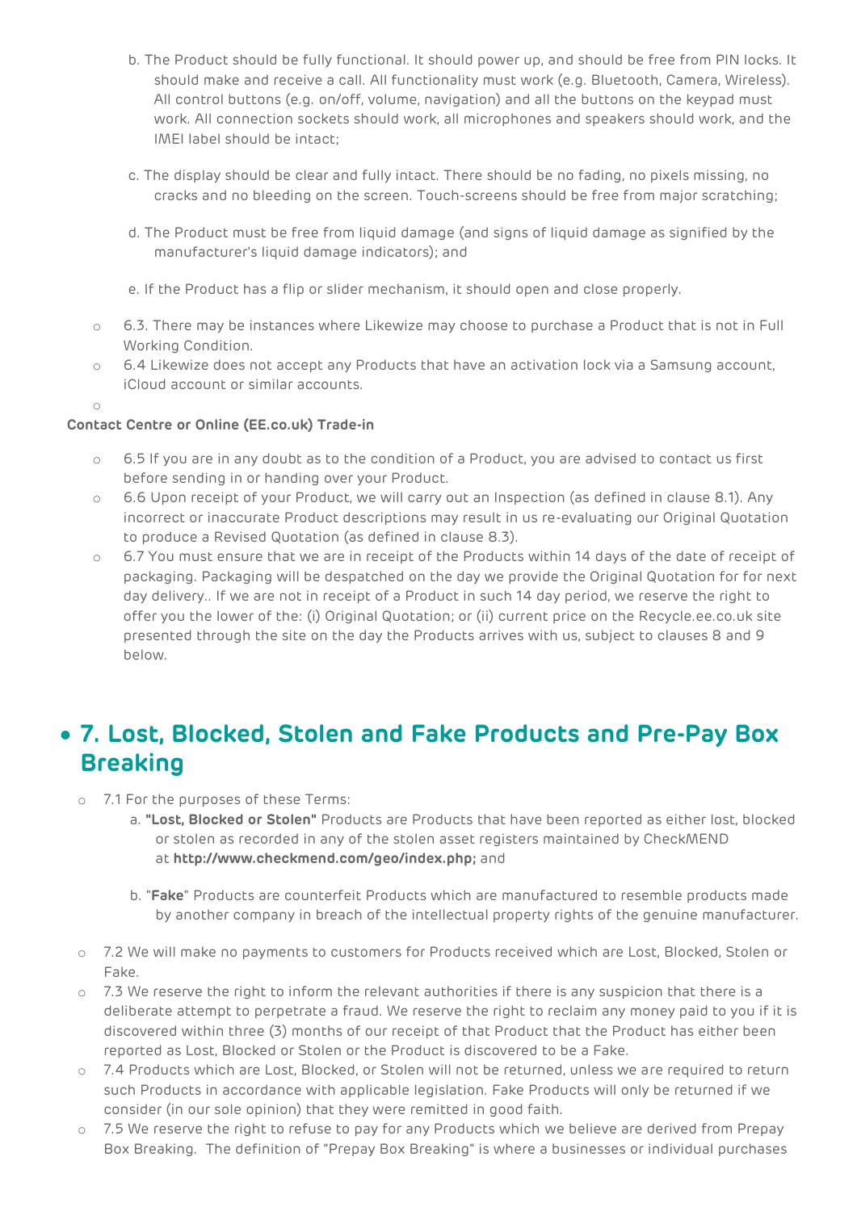b. The Product should be fully functional. It should power up, and should be free from PIN locks. It should make and receive a call. All functionality must work (e.g. Bluetooth, Camera, Wireless). All control buttons (e.g. on/off, volume, navigation) and all the buttons on the keypad must work. All connection sockets should work, all microphones and speakers should work, and the IMEI label should be intact;

c. The display should be clear and fully intact. There should be no fading, no pixels missing, no cracks and no bleeding on the screen. Touch-screens should be free from major scratching;

d. The Product must be free from liquid damage (and signs of liquid damage as signified by the manufacturer's liquid damage indicators); and

e. If the Product has a flip or slider mechanism, it should open and close properly.

- 6.3. There may be instances where Likewize may choose to purchase a Product that is not in Full Working Condition.
- 6.4 Likewize does not accept any Products that have an activation lock via a Samsung account, iCloud account or similar accounts.

**Contact Centre or Online (EE.co.uk) Trade-in**

- 6.5 If you are in any doubt as to the condition of a Product, you are advised to contact us first before sending in or handing over your Product.
- 6.6 Upon receipt of your Product, we will carry out an Inspection (as defined in clause 8.1). Any incorrect or inaccurate Product descriptions may result in us re-evaluating our Original Quotation to produce a Revised Quotation (as defined in clause 8.3).
- 6.7 You must ensure that we are in receipt of the Products within 14 days of the date of receipt of packaging. Packaging will be despatched on the day we provide the Original Quotation for for next day delivery.. If we are not in receipt of a Product in such 14 day period, we reserve the right to offer you the lower of the: (i) Original Quotation; or (ii) current price on the Recycle.ee.co.uk site presented through the site on the day the Products arrives with us, subject to clauses 8 and 9 below.

## 7. Lost, Blocked, Stolen and Fake Products and Pre-Pay Box Breaking

- 7.1 For the purposes of these Terms:

  a. **"Lost, Blocked or Stolen"** Products are Products that have been reported as either lost, blocked or stolen as recorded in any of the stolen asset registers maintained by CheckMEND at **http://www.checkmend.com/geo/index.php;** and

  b. "**Fake**" Products are counterfeit Products which are manufactured to resemble products made by another company in breach of the intellectual property rights of the genuine manufacturer.

- 7.2 We will make no payments to customers for Products received which are Lost, Blocked, Stolen or Fake.
- 7.3 We reserve the right to inform the relevant authorities if there is any suspicion that there is a deliberate attempt to perpetrate a fraud. We reserve the right to reclaim any money paid to you if it is discovered within three (3) months of our receipt of that Product that the Product has either been reported as Lost, Blocked or Stolen or the Product is discovered to be a Fake.
- 7.4 Products which are Lost, Blocked, or Stolen will not be returned, unless we are required to return such Products in accordance with applicable legislation. Fake Products will only be returned if we consider (in our sole opinion) that they were remitted in good faith.
- 7.5 We reserve the right to refuse to pay for any Products which we believe are derived from Prepay Box Breaking. The definition of "Prepay Box Breaking" is where a businesses or individual purchases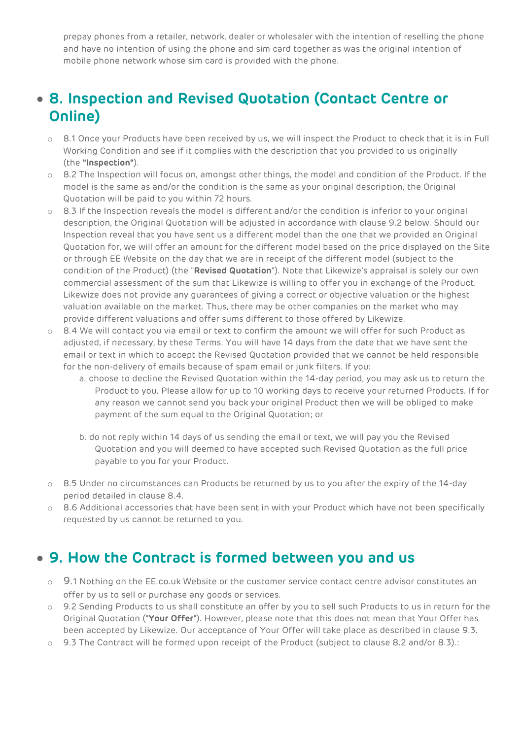prepay phones from a retailer, network, dealer or wholesaler with the intention of reselling the phone and have no intention of using the phone and sim card together as was the original intention of mobile phone network whose sim card is provided with the phone.

## 8. Inspection and Revised Quotation (Contact Centre or Online)

- 8.1 Once your Products have been received by us, we will inspect the Product to check that it is in Full Working Condition and see if it complies with the description that you provided to us originally (the **"Inspection"**).
- 8.2 The Inspection will focus on, amongst other things, the model and condition of the Product. If the model is the same as and/or the condition is the same as your original description, the Original Quotation will be paid to you within 72 hours.
- 8.3 If the Inspection reveals the model is different and/or the condition is inferior to your original description, the Original Quotation will be adjusted in accordance with clause 9.2 below. Should our Inspection reveal that you have sent us a different model than the one that we provided an Original Quotation for, we will offer an amount for the different model based on the price displayed on the Site or through EE Website on the day that we are in receipt of the different model (subject to the condition of the Product) (the "**Revised Quotation**"). Note that Likewize's appraisal is solely our own commercial assessment of the sum that Likewize is willing to offer you in exchange of the Product. Likewize does not provide any guarantees of giving a correct or objective valuation or the highest valuation available on the market. Thus, there may be other companies on the market who may provide different valuations and offer sums different to those offered by Likewize.
- 8.4 We will contact you via email or text to confirm the amount we will offer for such Product as adjusted, if necessary, by these Terms. You will have 14 days from the date that we have sent the email or text in which to accept the Revised Quotation provided that we cannot be held responsible for the non-delivery of emails because of spam email or junk filters. If you:
    a. choose to decline the Revised Quotation within the 14-day period, you may ask us to return the Product to you. Please allow for up to 10 working days to receive your returned Products. If for any reason we cannot send you back your original Product then we will be obliged to make payment of the sum equal to the Original Quotation; or

    b. do not reply within 14 days of us sending the email or text, we will pay you the Revised Quotation and you will deemed to have accepted such Revised Quotation as the full price payable to you for your Product.
- 8.5 Under no circumstances can Products be returned by us to you after the expiry of the 14-day period detailed in clause 8.4.
- 8.6 Additional accessories that have been sent in with your Product which have not been specifically requested by us cannot be returned to you.

## 9. How the Contract is formed between you and us

- 9.1 Nothing on the EE.co.uk Website or the customer service contact centre advisor constitutes an offer by us to sell or purchase any goods or services.
- 9.2 Sending Products to us shall constitute an offer by you to sell such Products to us in return for the Original Quotation ("**Your Offer**"). However, please note that this does not mean that Your Offer has been accepted by Likewize. Our acceptance of Your Offer will take place as described in clause 9.3.
- 9.3 The Contract will be formed upon receipt of the Product (subject to clause 8.2 and/or 8.3).: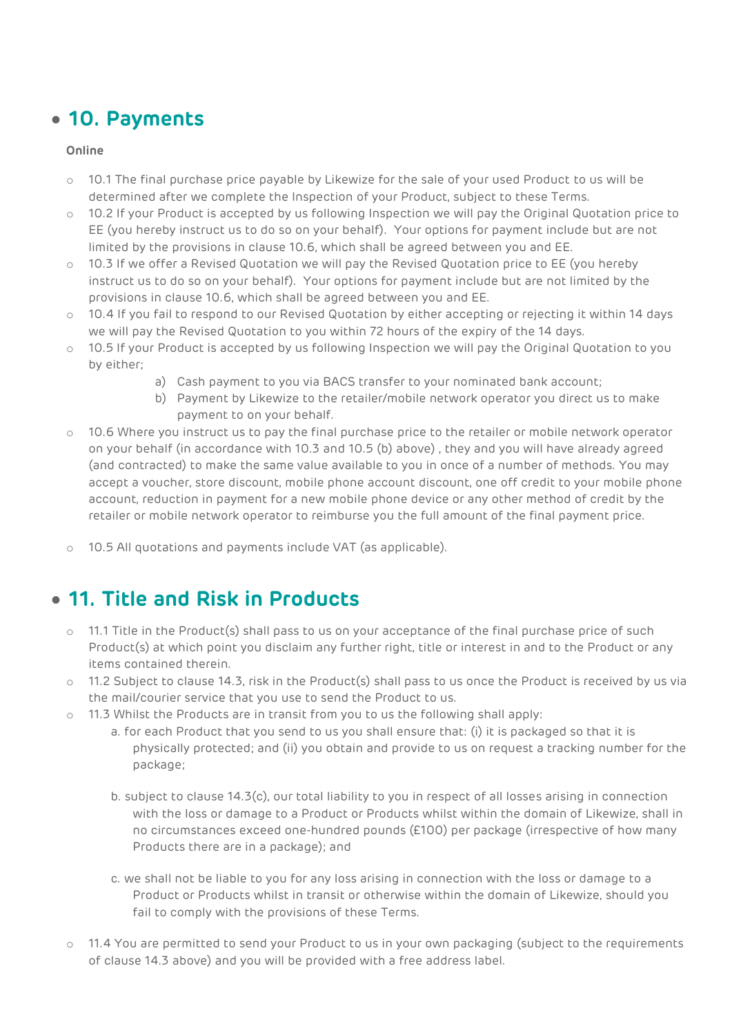## 10. Payments

**Online**

- 10.1 The final purchase price payable by Likewize for the sale of your used Product to us will be determined after we complete the Inspection of your Product, subject to these Terms.
- 10.2 If your Product is accepted by us following Inspection we will pay the Original Quotation price to EE (you hereby instruct us to do so on your behalf). Your options for payment include but are not limited by the provisions in clause 10.6, which shall be agreed between you and EE.
- 10.3 If we offer a Revised Quotation we will pay the Revised Quotation price to EE (you hereby instruct us to do so on your behalf). Your options for payment include but are not limited by the provisions in clause 10.6, which shall be agreed between you and EE.
- 10.4 If you fail to respond to our Revised Quotation by either accepting or rejecting it within 14 days we will pay the Revised Quotation to you within 72 hours of the expiry of the 14 days.
- 10.5 If your Product is accepted by us following Inspection we will pay the Original Quotation to you by either;
    - a) Cash payment to you via BACS transfer to your nominated bank account;
    - b) Payment by Likewize to the retailer/mobile network operator you direct us to make payment to on your behalf.
- 10.6 Where you instruct us to pay the final purchase price to the retailer or mobile network operator on your behalf (in accordance with 10.3 and 10.5 (b) above) , they and you will have already agreed (and contracted) to make the same value available to you in once of a number of methods. You may accept a voucher, store discount, mobile phone account discount, one off credit to your mobile phone account, reduction in payment for a new mobile phone device or any other method of credit by the retailer or mobile network operator to reimburse you the full amount of the final payment price.
- 10.5 All quotations and payments include VAT (as applicable).

## 11. Title and Risk in Products

- 11.1 Title in the Product(s) shall pass to us on your acceptance of the final purchase price of such Product(s) at which point you disclaim any further right, title or interest in and to the Product or any items contained therein.
- 11.2 Subject to clause 14.3, risk in the Product(s) shall pass to us once the Product is received by us via the mail/courier service that you use to send the Product to us.
- 11.3 Whilst the Products are in transit from you to us the following shall apply:
    - a. for each Product that you send to us you shall ensure that: (i) it is packaged so that it is physically protected; and (ii) you obtain and provide to us on request a tracking number for the package;
    - b. subject to clause 14.3(c), our total liability to you in respect of all losses arising in connection with the loss or damage to a Product or Products whilst within the domain of Likewize, shall in no circumstances exceed one-hundred pounds (£100) per package (irrespective of how many Products there are in a package); and
    - c. we shall not be liable to you for any loss arising in connection with the loss or damage to a Product or Products whilst in transit or otherwise within the domain of Likewize, should you fail to comply with the provisions of these Terms.
- 11.4 You are permitted to send your Product to us in your own packaging (subject to the requirements of clause 14.3 above) and you will be provided with a free address label.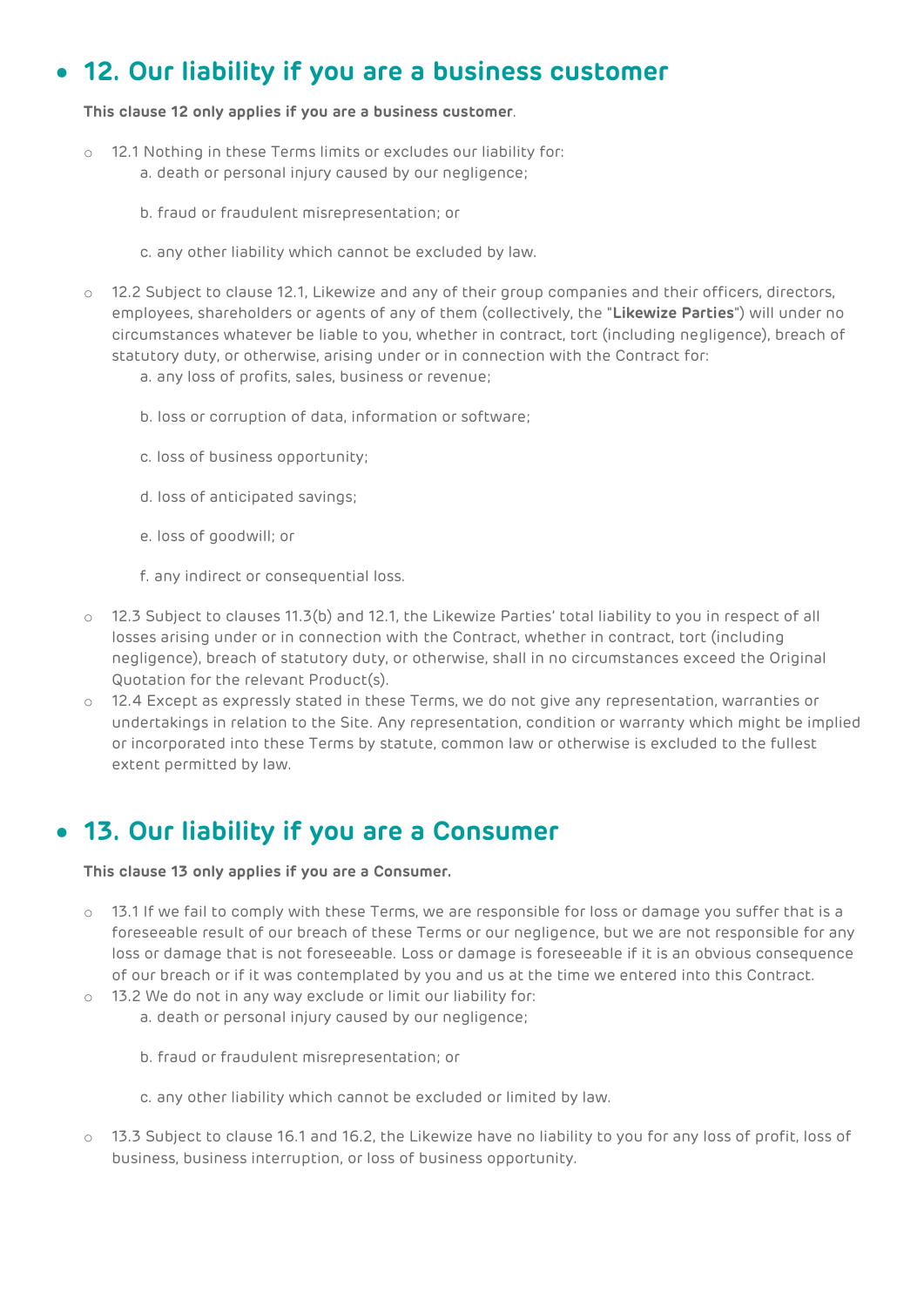## 12. Our liability if you are a business customer

**This clause 12 only applies if you are a business customer**.

- 12.1 Nothing in these Terms limits or excludes our liability for:
  - a. death or personal injury caused by our negligence;
  - b. fraud or fraudulent misrepresentation; or
  - c. any other liability which cannot be excluded by law.
- 12.2 Subject to clause 12.1, Likewize and any of their group companies and their officers, directors, employees, shareholders or agents of any of them (collectively, the "**Likewize Parties**") will under no circumstances whatever be liable to you, whether in contract, tort (including negligence), breach of statutory duty, or otherwise, arising under or in connection with the Contract for:
  - a. any loss of profits, sales, business or revenue;
  - b. loss or corruption of data, information or software;
  - c. loss of business opportunity;
  - d. loss of anticipated savings;
  - e. loss of goodwill; or
  - f. any indirect or consequential loss.
- 12.3 Subject to clauses 11.3(b) and 12.1, the Likewize Parties' total liability to you in respect of all losses arising under or in connection with the Contract, whether in contract, tort (including negligence), breach of statutory duty, or otherwise, shall in no circumstances exceed the Original Quotation for the relevant Product(s).
- 12.4 Except as expressly stated in these Terms, we do not give any representation, warranties or undertakings in relation to the Site. Any representation, condition or warranty which might be implied or incorporated into these Terms by statute, common law or otherwise is excluded to the fullest extent permitted by law.

## 13. Our liability if you are a Consumer

**This clause 13 only applies if you are a Consumer.**

- 13.1 If we fail to comply with these Terms, we are responsible for loss or damage you suffer that is a foreseeable result of our breach of these Terms or our negligence, but we are not responsible for any loss or damage that is not foreseeable. Loss or damage is foreseeable if it is an obvious consequence of our breach or if it was contemplated by you and us at the time we entered into this Contract.
- 13.2 We do not in any way exclude or limit our liability for:
  - a. death or personal injury caused by our negligence;
  - b. fraud or fraudulent misrepresentation; or
  - c. any other liability which cannot be excluded or limited by law.
- 13.3 Subject to clause 16.1 and 16.2, the Likewize have no liability to you for any loss of profit, loss of business, business interruption, or loss of business opportunity.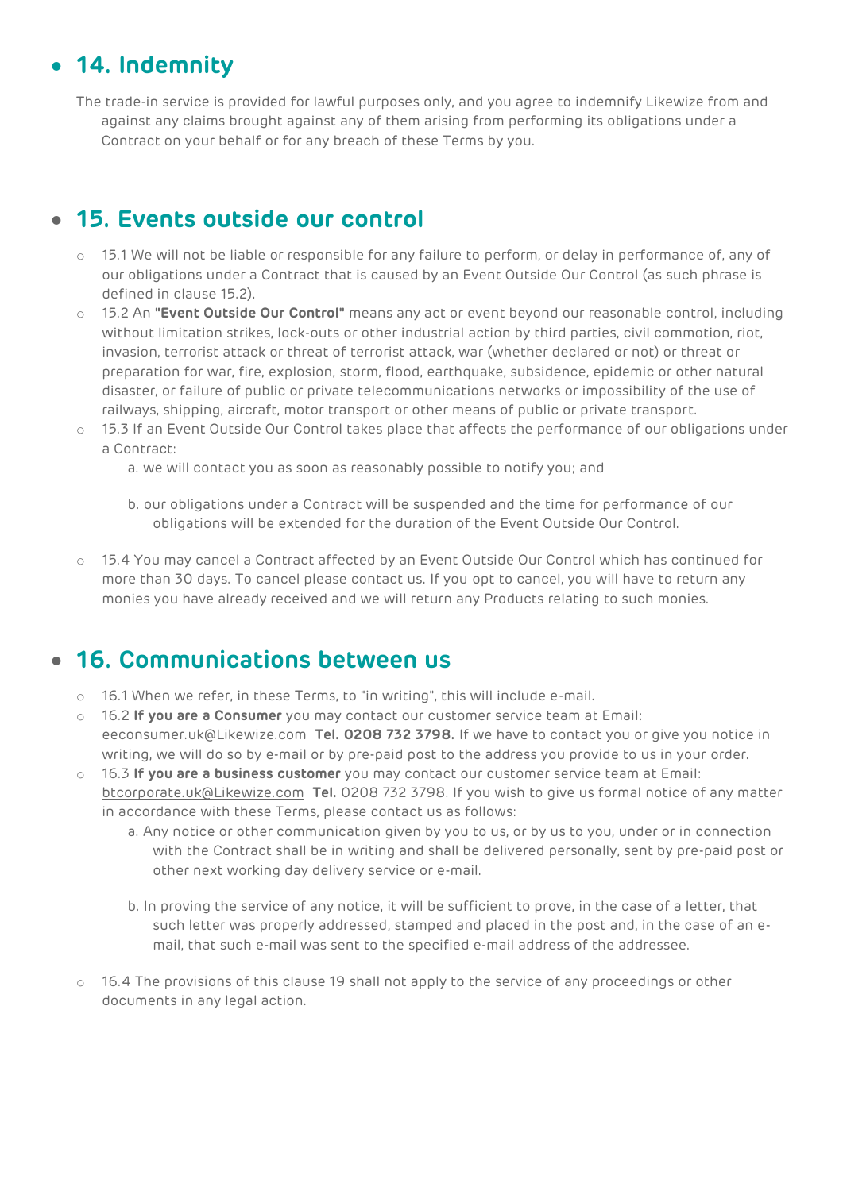## 14. Indemnity

The trade-in service is provided for lawful purposes only, and you agree to indemnify Likewize from and against any claims brought against any of them arising from performing its obligations under a Contract on your behalf or for any breach of these Terms by you.

## 15. Events outside our control

- 15.1 We will not be liable or responsible for any failure to perform, or delay in performance of, any of our obligations under a Contract that is caused by an Event Outside Our Control (as such phrase is defined in clause 15.2).
- 15.2 An **"Event Outside Our Control"** means any act or event beyond our reasonable control, including without limitation strikes, lock-outs or other industrial action by third parties, civil commotion, riot, invasion, terrorist attack or threat of terrorist attack, war (whether declared or not) or threat or preparation for war, fire, explosion, storm, flood, earthquake, subsidence, epidemic or other natural disaster, or failure of public or private telecommunications networks or impossibility of the use of railways, shipping, aircraft, motor transport or other means of public or private transport.
- 15.3 If an Event Outside Our Control takes place that affects the performance of our obligations under a Contract:
  a. we will contact you as soon as reasonably possible to notify you; and

  b. our obligations under a Contract will be suspended and the time for performance of our obligations will be extended for the duration of the Event Outside Our Control.
- 15.4 You may cancel a Contract affected by an Event Outside Our Control which has continued for more than 30 days. To cancel please contact us. If you opt to cancel, you will have to return any monies you have already received and we will return any Products relating to such monies.

## 16. Communications between us

- 16.1 When we refer, in these Terms, to "in writing", this will include e-mail.
- 16.2 **If you are a Consumer** you may contact our customer service team at Email: eeconsumer.uk@Likewize.com **Tel. 0208 732 3798.** If we have to contact you or give you notice in writing, we will do so by e-mail or by pre-paid post to the address you provide to us in your order.
- 16.3 **If you are a business customer** you may contact our customer service team at Email: btcorporate.uk@Likewize.com **Tel.** 0208 732 3798. If you wish to give us formal notice of any matter in accordance with these Terms, please contact us as follows:
  a. Any notice or other communication given by you to us, or by us to you, under or in connection with the Contract shall be in writing and shall be delivered personally, sent by pre-paid post or other next working day delivery service or e-mail.

  b. In proving the service of any notice, it will be sufficient to prove, in the case of a letter, that such letter was properly addressed, stamped and placed in the post and, in the case of an e-mail, that such e-mail was sent to the specified e-mail address of the addressee.
- 16.4 The provisions of this clause 19 shall not apply to the service of any proceedings or other documents in any legal action.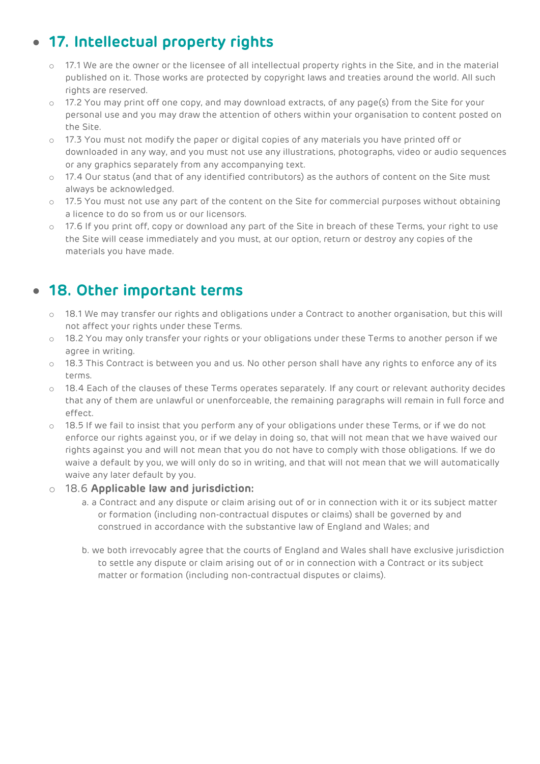## 17. Intellectual property rights

- 17.1 We are the owner or the licensee of all intellectual property rights in the Site, and in the material published on it. Those works are protected by copyright laws and treaties around the world. All such rights are reserved.
- 17.2 You may print off one copy, and may download extracts, of any page(s) from the Site for your personal use and you may draw the attention of others within your organisation to content posted on the Site.
- 17.3 You must not modify the paper or digital copies of any materials you have printed off or downloaded in any way, and you must not use any illustrations, photographs, video or audio sequences or any graphics separately from any accompanying text.
- 17.4 Our status (and that of any identified contributors) as the authors of content on the Site must always be acknowledged.
- 17.5 You must not use any part of the content on the Site for commercial purposes without obtaining a licence to do so from us or our licensors.
- 17.6 If you print off, copy or download any part of the Site in breach of these Terms, your right to use the Site will cease immediately and you must, at our option, return or destroy any copies of the materials you have made.

## 18. Other important terms

- 18.1 We may transfer our rights and obligations under a Contract to another organisation, but this will not affect your rights under these Terms.
- 18.2 You may only transfer your rights or your obligations under these Terms to another person if we agree in writing.
- 18.3 This Contract is between you and us. No other person shall have any rights to enforce any of its terms.
- 18.4 Each of the clauses of these Terms operates separately. If any court or relevant authority decides that any of them are unlawful or unenforceable, the remaining paragraphs will remain in full force and effect.
- 18.5 If we fail to insist that you perform any of your obligations under these Terms, or if we do not enforce our rights against you, or if we delay in doing so, that will not mean that we have waived our rights against you and will not mean that you do not have to comply with those obligations. If we do waive a default by you, we will only do so in writing, and that will not mean that we will automatically waive any later default by you.
- 18.6 **Applicable law and jurisdiction:**
  a. a Contract and any dispute or claim arising out of or in connection with it or its subject matter or formation (including non-contractual disputes or claims) shall be governed by and construed in accordance with the substantive law of England and Wales; and

  b. we both irrevocably agree that the courts of England and Wales shall have exclusive jurisdiction to settle any dispute or claim arising out of or in connection with a Contract or its subject matter or formation (including non-contractual disputes or claims).